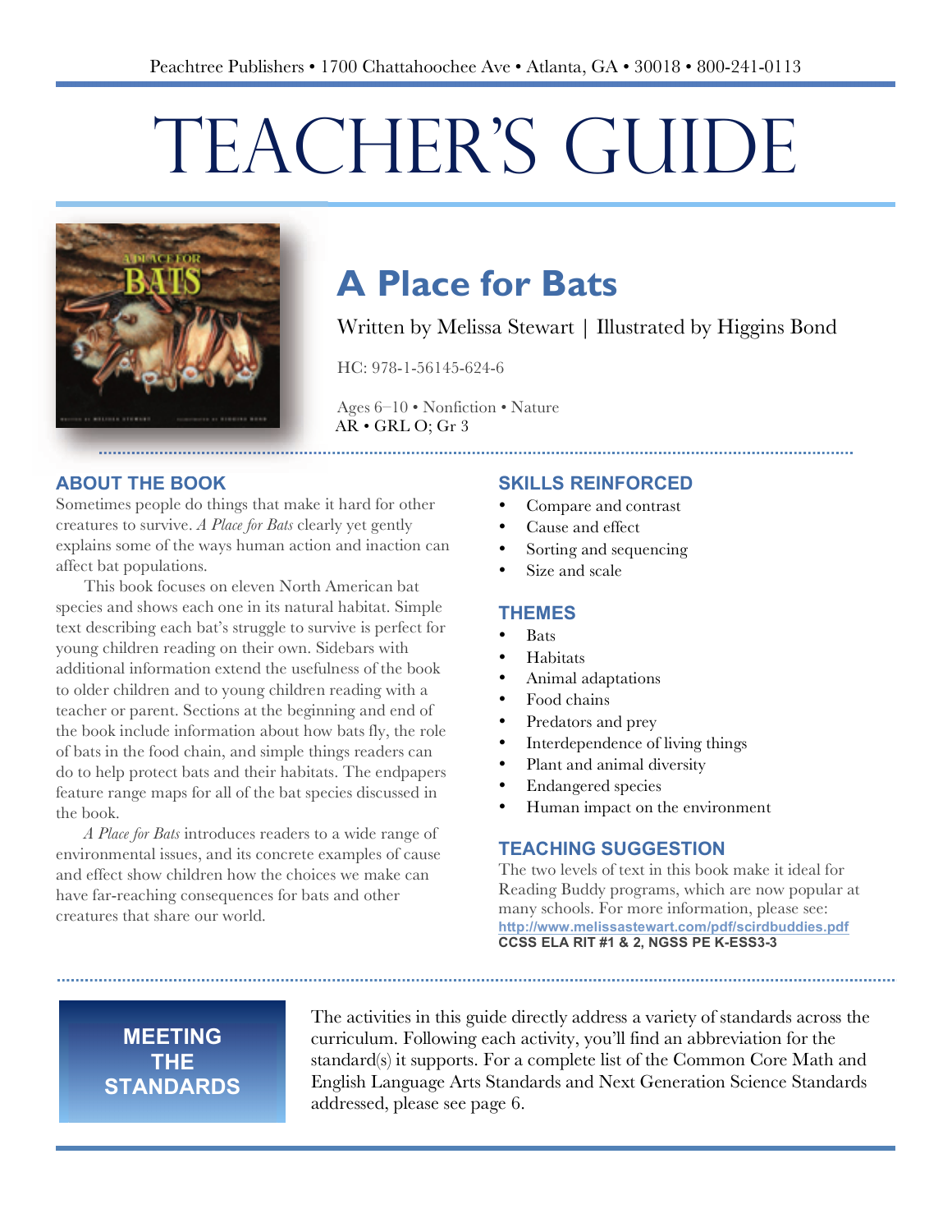Peachtree Publishers • 1700 Chattahoochee Ave • Atlanta, GA • 30018 • 800-241-0113

# TEACHER'S GUIDE

## A Place for Bats

Written by Melissa Stewart | Illustrated by Higgins Bond

HC: 978-1-56145-624-6

Ages 6–10 • Nonfiction • Nature
AR • GRL O; Gr 3

### ABOUT THE BOOK

Sometimes people do things that make it hard for other creatures to survive. *A Place for Bats* clearly yet gently explains some of the ways human action and inaction can affect bat populations.

This book focuses on eleven North American bat species and shows each one in its natural habitat. Simple text describing each bat's struggle to survive is perfect for young children reading on their own. Sidebars with additional information extend the usefulness of the book to older children and to young children reading with a teacher or parent. Sections at the beginning and end of the book include information about how bats fly, the role of bats in the food chain, and simple things readers can do to help protect bats and their habitats. The endpapers feature range maps for all of the bat species discussed in the book.

*A Place for Bats* introduces readers to a wide range of environmental issues, and its concrete examples of cause and effect show children how the choices we make can have far-reaching consequences for bats and other creatures that share our world.

### SKILLS REINFORCED

- Compare and contrast
- Cause and effect
- Sorting and sequencing
- Size and scale

### THEMES

- Bats
- Habitats
- Animal adaptations
- Food chains
- Predators and prey
- Interdependence of living things
- Plant and animal diversity
- Endangered species
- Human impact on the environment

### TEACHING SUGGESTION

The two levels of text in this book make it ideal for Reading Buddy programs, which are now popular at many schools. For more information, please see: http://www.melissastewart.com/pdf/scirdbuddies.pdf
**CCSS ELA RIT #1 & 2, NGSS PE K-ESS3-3**

### MEETING THE STANDARDS

The activities in this guide directly address a variety of standards across the curriculum. Following each activity, you'll find an abbreviation for the standard(s) it supports. For a complete list of the Common Core Math and English Language Arts Standards and Next Generation Science Standards addressed, please see page 6.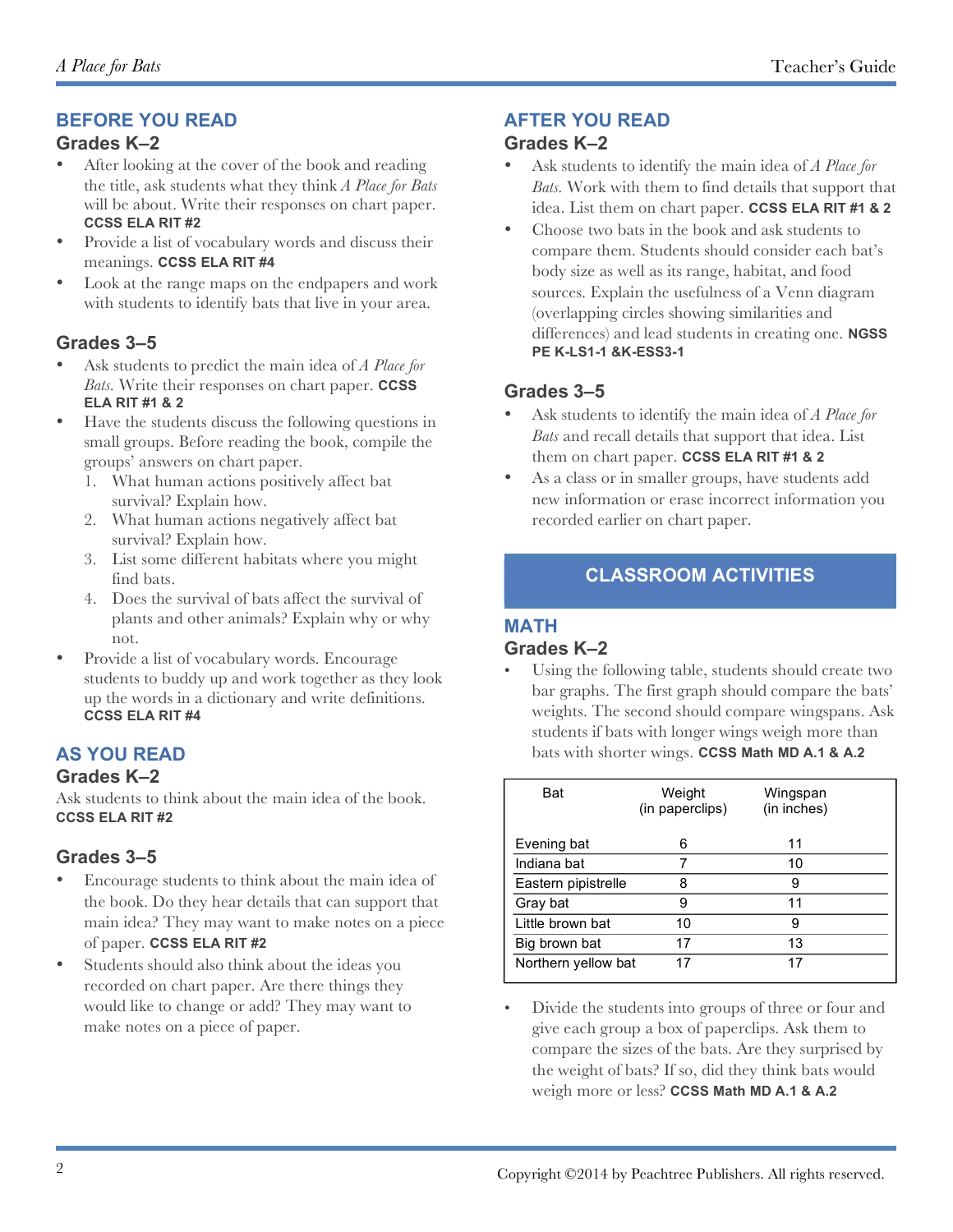## BEFORE YOU READ

### Grades K–2

- After looking at the cover of the book and reading the title, ask students what they think *A Place for Bats* will be about. Write their responses on chart paper. **CCSS ELA RIT #2**
- Provide a list of vocabulary words and discuss their meanings. **CCSS ELA RIT #4**
- Look at the range maps on the endpapers and work with students to identify bats that live in your area.

### Grades 3–5

- Ask students to predict the main idea of *A Place for Bats*. Write their responses on chart paper. **CCSS ELA RIT #1 & 2**
- Have the students discuss the following questions in small groups. Before reading the book, compile the groups' answers on chart paper.
  1. What human actions positively affect bat survival? Explain how.
  2. What human actions negatively affect bat survival? Explain how.
  3. List some different habitats where you might find bats.
  4. Does the survival of bats affect the survival of plants and other animals? Explain why or why not.
- Provide a list of vocabulary words. Encourage students to buddy up and work together as they look up the words in a dictionary and write definitions. **CCSS ELA RIT #4**

## AS YOU READ

### Grades K–2

Ask students to think about the main idea of the book. **CCSS ELA RIT #2**

### Grades 3–5

- Encourage students to think about the main idea of the book. Do they hear details that can support that main idea? They may want to make notes on a piece of paper. **CCSS ELA RIT #2**
- Students should also think about the ideas you recorded on chart paper. Are there things they would like to change or add? They may want to make notes on a piece of paper.

## AFTER YOU READ

### Grades K–2

- Ask students to identify the main idea of *A Place for Bats*. Work with them to find details that support that idea. List them on chart paper. **CCSS ELA RIT #1 & 2**
- Choose two bats in the book and ask students to compare them. Students should consider each bat's body size as well as its range, habitat, and food sources. Explain the usefulness of a Venn diagram (overlapping circles showing similarities and differences) and lead students in creating one. **NGSS PE K-LS1-1 &K-ESS3-1**

### Grades 3–5

- Ask students to identify the main idea of *A Place for Bats* and recall details that support that idea. List them on chart paper. **CCSS ELA RIT #1 & 2**
- As a class or in smaller groups, have students add new information or erase incorrect information you recorded earlier on chart paper.

## CLASSROOM ACTIVITIES

## MATH

### Grades K–2

- Using the following table, students should create two bar graphs. The first graph should compare the bats' weights. The second should compare wingspans. Ask students if bats with longer wings weigh more than bats with shorter wings. **CCSS Math MD A.1 & A.2**

| Bat | Weight (in paperclips) | Wingspan (in inches) |
|---|---|---|
| Evening bat | 6 | 11 |
| Indiana bat | 7 | 10 |
| Eastern pipistrelle | 8 | 9 |
| Gray bat | 9 | 11 |
| Little brown bat | 10 | 9 |
| Big brown bat | 17 | 13 |
| Northern yellow bat | 17 | 17 |

- Divide the students into groups of three or four and give each group a box of paperclips. Ask them to compare the sizes of the bats. Are they surprised by the weight of bats? If so, did they think bats would weigh more or less? **CCSS Math MD A.1 & A.2**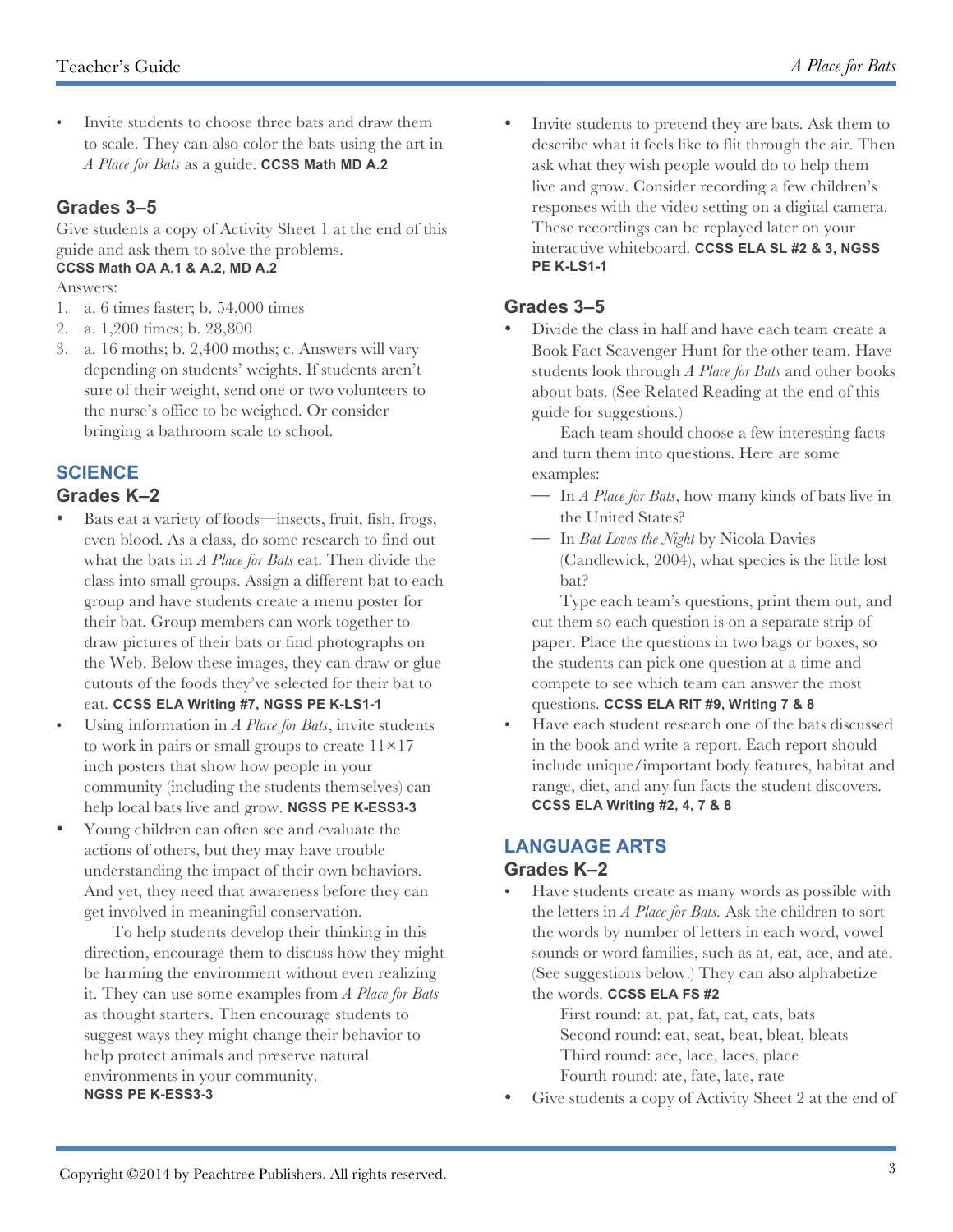- Invite students to choose three bats and draw them to scale. They can also color the bats using the art in *A Place for Bats* as a guide. **CCSS Math MD A.2**

### Grades 3–5

Give students a copy of Activity Sheet 1 at the end of this guide and ask them to solve the problems.
**CCSS Math OA A.1 & A.2, MD A.2**

Answers:

1. a. 6 times faster; b. 54,000 times
2. a. 1,200 times; b. 28,800
3. a. 16 moths; b. 2,400 moths; c. Answers will vary depending on students' weights. If students aren't sure of their weight, send one or two volunteers to the nurse's office to be weighed. Or consider bringing a bathroom scale to school.

## SCIENCE

### Grades K–2

- Bats eat a variety of foods—insects, fruit, fish, frogs, even blood. As a class, do some research to find out what the bats in *A Place for Bats* eat. Then divide the class into small groups. Assign a different bat to each group and have students create a menu poster for their bat. Group members can work together to draw pictures of their bats or find photographs on the Web. Below these images, they can draw or glue cutouts of the foods they've selected for their bat to eat. **CCSS ELA Writing #7, NGSS PE K-LS1-1**
- Using information in *A Place for Bats*, invite students to work in pairs or small groups to create 11×17 inch posters that show how people in your community (including the students themselves) can help local bats live and grow. **NGSS PE K-ESS3-3**
- Young children can often see and evaluate the actions of others, but they may have trouble understanding the impact of their own behaviors. And yet, they need that awareness before they can get involved in meaningful conservation.

  To help students develop their thinking in this direction, encourage them to discuss how they might be harming the environment without even realizing it. They can use some examples from *A Place for Bats* as thought starters. Then encourage students to suggest ways they might change their behavior to help protect animals and preserve natural environments in your community.
  **NGSS PE K-ESS3-3**
- Invite students to pretend they are bats. Ask them to describe what it feels like to flit through the air. Then ask what they wish people would do to help them live and grow. Consider recording a few children's responses with the video setting on a digital camera. These recordings can be replayed later on your interactive whiteboard. **CCSS ELA SL #2 & 3, NGSS PE K-LS1-1**

### Grades 3–5

- Divide the class in half and have each team create a Book Fact Scavenger Hunt for the other team. Have students look through *A Place for Bats* and other books about bats. (See Related Reading at the end of this guide for suggestions.)

  Each team should choose a few interesting facts and turn them into questions. Here are some examples:

  — In *A Place for Bats*, how many kinds of bats live in the United States?

  — In *Bat Loves the Night* by Nicola Davies (Candlewick, 2004), what species is the little lost bat?

  Type each team's questions, print them out, and cut them so each question is on a separate strip of paper. Place the questions in two bags or boxes, so the students can pick one question at a time and compete to see which team can answer the most questions. **CCSS ELA RIT #9, Writing 7 & 8**
- Have each student research one of the bats discussed in the book and write a report. Each report should include unique/important body features, habitat and range, diet, and any fun facts the student discovers. **CCSS ELA Writing #2, 4, 7 & 8**

## LANGUAGE ARTS

### Grades K–2

- Have students create as many words as possible with the letters in *A Place for Bats.* Ask the children to sort the words by number of letters in each word, vowel sounds or word families, such as at, eat, ace, and ate. (See suggestions below.) They can also alphabetize the words. **CCSS ELA FS #2**

  First round: at, pat, fat, cat, cats, bats
  Second round: eat, seat, beat, bleat, bleats
  Third round: ace, lace, laces, place
  Fourth round: ate, fate, late, rate
- Give students a copy of Activity Sheet 2 at the end of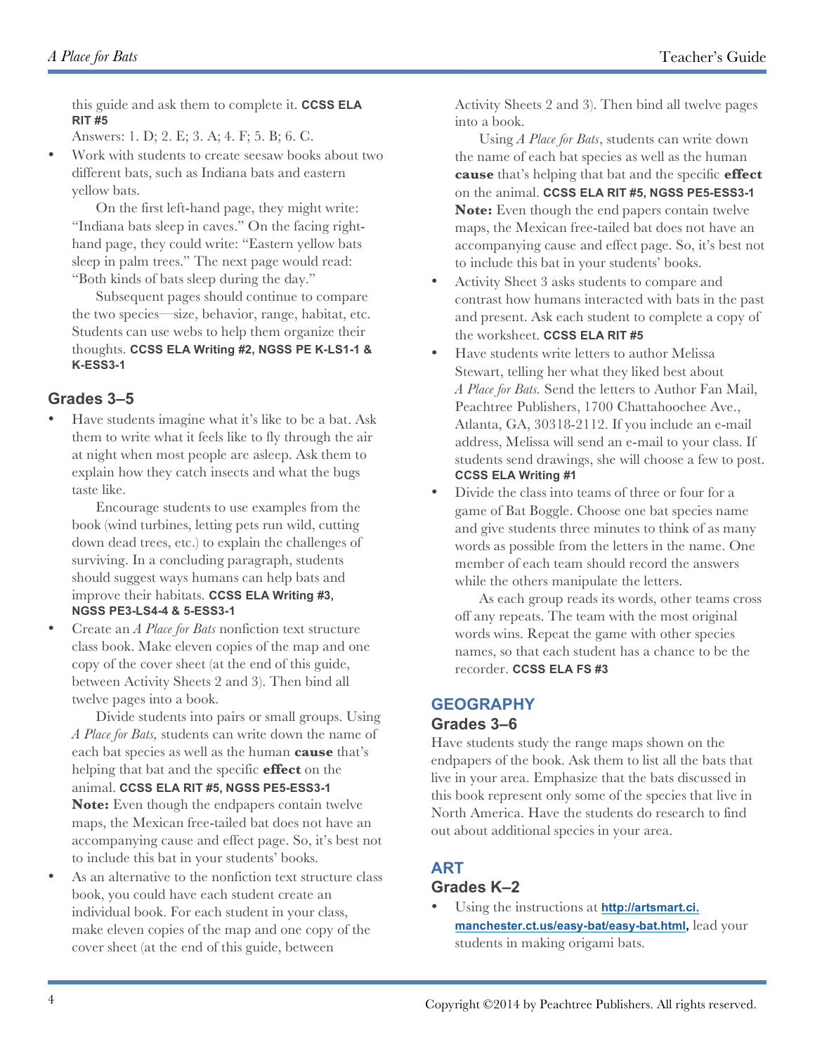this guide and ask them to complete it. **CCSS ELA RIT #5**

Answers: 1. D; 2. E; 3. A; 4. F; 5. B; 6. C.

- Work with students to create seesaw books about two different bats, such as Indiana bats and eastern yellow bats.

  On the first left-hand page, they might write: "Indiana bats sleep in caves." On the facing right-hand page, they could write: "Eastern yellow bats sleep in palm trees." The next page would read: "Both kinds of bats sleep during the day."

  Subsequent pages should continue to compare the two species—size, behavior, range, habitat, etc. Students can use webs to help them organize their thoughts. **CCSS ELA Writing #2, NGSS PE K-LS1-1 & K-ESS3-1**

## Grades 3–5

- Have students imagine what it's like to be a bat. Ask them to write what it feels like to fly through the air at night when most people are asleep. Ask them to explain how they catch insects and what the bugs taste like.

  Encourage students to use examples from the book (wind turbines, letting pets run wild, cutting down dead trees, etc.) to explain the challenges of surviving. In a concluding paragraph, students should suggest ways humans can help bats and improve their habitats. **CCSS ELA Writing #3, NGSS PE3-LS4-4 & 5-ESS3-1**

- Create an *A Place for Bats* nonfiction text structure class book. Make eleven copies of the map and one copy of the cover sheet (at the end of this guide, between Activity Sheets 2 and 3). Then bind all twelve pages into a book.

  Divide students into pairs or small groups. Using *A Place for Bats,* students can write down the name of each bat species as well as the human **cause** that's helping that bat and the specific **effect** on the animal. **CCSS ELA RIT #5, NGSS PE5-ESS3-1**

  **Note:** Even though the endpapers contain twelve maps, the Mexican free-tailed bat does not have an accompanying cause and effect page. So, it's best not to include this bat in your students' books.

- As an alternative to the nonfiction text structure class book, you could have each student create an individual book. For each student in your class, make eleven copies of the map and one copy of the cover sheet (at the end of this guide, between Activity Sheets 2 and 3). Then bind all twelve pages into a book.

  Using *A Place for Bats*, students can write down the name of each bat species as well as the human **cause** that's helping that bat and the specific **effect** on the animal. **CCSS ELA RIT #5, NGSS PE5-ESS3-1**

  **Note:** Even though the end papers contain twelve maps, the Mexican free-tailed bat does not have an accompanying cause and effect page. So, it's best not to include this bat in your students' books.

- Activity Sheet 3 asks students to compare and contrast how humans interacted with bats in the past and present. Ask each student to complete a copy of the worksheet. **CCSS ELA RIT #5**

- Have students write letters to author Melissa Stewart, telling her what they liked best about *A Place for Bats.* Send the letters to Author Fan Mail, Peachtree Publishers, 1700 Chattahoochee Ave., Atlanta, GA, 30318-2112. If you include an e-mail address, Melissa will send an e-mail to your class. If students send drawings, she will choose a few to post. **CCSS ELA Writing #1**

- Divide the class into teams of three or four for a game of Bat Boggle. Choose one bat species name and give students three minutes to think of as many words as possible from the letters in the name. One member of each team should record the answers while the others manipulate the letters.

  As each group reads its words, other teams cross off any repeats. The team with the most original words wins. Repeat the game with other species names, so that each student has a chance to be the recorder. **CCSS ELA FS #3**

# GEOGRAPHY

## Grades 3–6

Have students study the range maps shown on the endpapers of the book. Ask them to list all the bats that live in your area. Emphasize that the bats discussed in this book represent only some of the species that live in North America. Have the students do research to find out about additional species in your area.

# ART

## Grades K–2

- Using the instructions at **http://artsmart.ci.manchester.ct.us/easy-bat/easy-bat.html,** lead your students in making origami bats.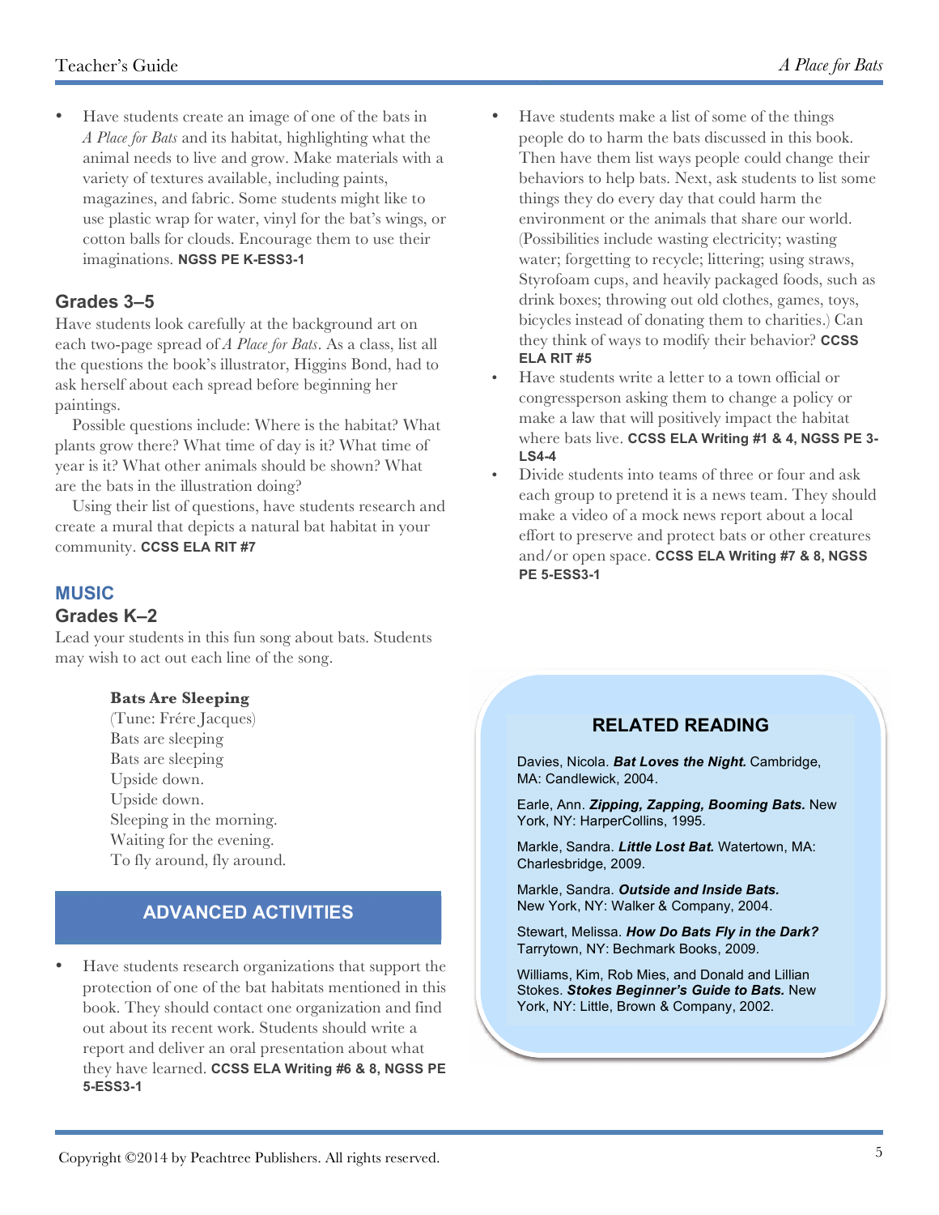- Have students create an image of one of the bats in *A Place for Bats* and its habitat, highlighting what the animal needs to live and grow. Make materials with a variety of textures available, including paints, magazines, and fabric. Some students might like to use plastic wrap for water, vinyl for the bat's wings, or cotton balls for clouds. Encourage them to use their imaginations. **NGSS PE K-ESS3-1**

### Grades 3–5

Have students look carefully at the background art on each two-page spread of *A Place for Bats*. As a class, list all the questions the book's illustrator, Higgins Bond, had to ask herself about each spread before beginning her paintings.

Possible questions include: Where is the habitat? What plants grow there? What time of day is it? What time of year is it? What other animals should be shown? What are the bats in the illustration doing?

Using their list of questions, have students research and create a mural that depicts a natural bat habitat in your community. **CCSS ELA RIT #7**

## MUSIC

### Grades K–2

Lead your students in this fun song about bats. Students may wish to act out each line of the song.

**Bats Are Sleeping**
(Tune: Frére Jacques)
Bats are sleeping
Bats are sleeping
Upside down.
Upside down.
Sleeping in the morning.
Waiting for the evening.
To fly around, fly around.

## ADVANCED ACTIVITIES

- Have students research organizations that support the protection of one of the bat habitats mentioned in this book. They should contact one organization and find out about its recent work. Students should write a report and deliver an oral presentation about what they have learned. **CCSS ELA Writing #6 & 8, NGSS PE 5-ESS3-1**
- Have students make a list of some of the things people do to harm the bats discussed in this book. Then have them list ways people could change their behaviors to help bats. Next, ask students to list some things they do every day that could harm the environment or the animals that share our world. (Possibilities include wasting electricity; wasting water; forgetting to recycle; littering; using straws, Styrofoam cups, and heavily packaged foods, such as drink boxes; throwing out old clothes, games, toys, bicycles instead of donating them to charities.) Can they think of ways to modify their behavior? **CCSS ELA RIT #5**
- Have students write a letter to a town official or congresspperson asking them to change a policy or make a law that will positively impact the habitat where bats live. **CCSS ELA Writing #1 & 4, NGSS PE 3-LS4-4**
- Divide students into teams of three or four and ask each group to pretend it is a news team. They should make a video of a mock news report about a local effort to preserve and protect bats or other creatures and/or open space. **CCSS ELA Writing #7 & 8, NGSS PE 5-ESS3-1**

## RELATED READING

Davies, Nicola. ***Bat Loves the Night.*** Cambridge, MA: Candlewick, 2004.

Earle, Ann. ***Zipping, Zapping, Booming Bats.*** New York, NY: HarperCollins, 1995.

Markle, Sandra. ***Little Lost Bat.*** Watertown, MA: Charlesbridge, 2009.

Markle, Sandra. ***Outside and Inside Bats.*** New York, NY: Walker & Company, 2004.

Stewart, Melissa. ***How Do Bats Fly in the Dark?*** Tarrytown, NY: Bechmark Books, 2009.

Williams, Kim, Rob Mies, and Donald and Lillian Stokes. ***Stokes Beginner's Guide to Bats.*** New York, NY: Little, Brown & Company, 2002.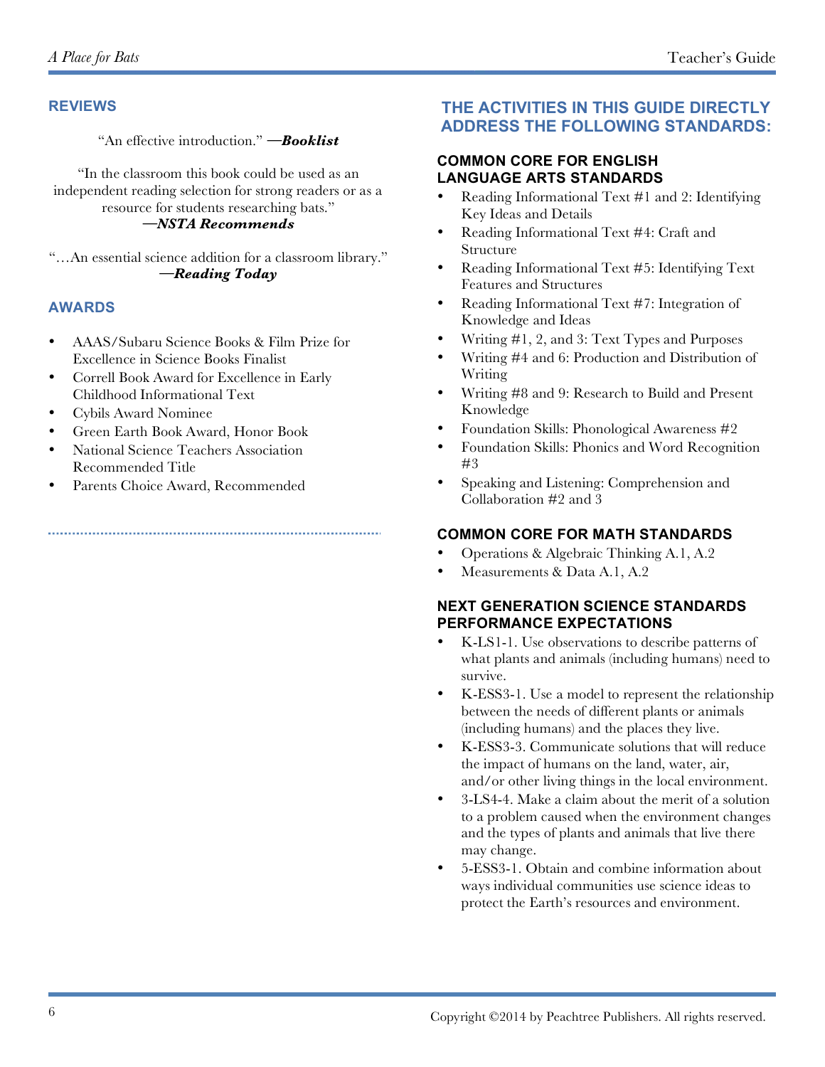## REVIEWS

"An effective introduction." —***Booklist***

"In the classroom this book could be used as an independent reading selection for strong readers or as a resource for students researching bats."
—***NSTA Recommends***

"…An essential science addition for a classroom library."
—***Reading Today***

## AWARDS

- AAAS/Subaru Science Books & Film Prize for Excellence in Science Books Finalist
- Correll Book Award for Excellence in Early Childhood Informational Text
- Cybils Award Nominee
- Green Earth Book Award, Honor Book
- National Science Teachers Association Recommended Title
- Parents Choice Award, Recommended

## THE ACTIVITIES IN THIS GUIDE DIRECTLY ADDRESS THE FOLLOWING STANDARDS:

### COMMON CORE FOR ENGLISH LANGUAGE ARTS STANDARDS

- Reading Informational Text #1 and 2: Identifying Key Ideas and Details
- Reading Informational Text #4: Craft and Structure
- Reading Informational Text #5: Identifying Text Features and Structures
- Reading Informational Text #7: Integration of Knowledge and Ideas
- Writing #1, 2, and 3: Text Types and Purposes
- Writing #4 and 6: Production and Distribution of Writing
- Writing #8 and 9: Research to Build and Present Knowledge
- Foundation Skills: Phonological Awareness #2
- Foundation Skills: Phonics and Word Recognition #3
- Speaking and Listening: Comprehension and Collaboration #2 and 3

### COMMON CORE FOR MATH STANDARDS

- Operations & Algebraic Thinking A.1, A.2
- Measurements & Data A.1, A.2

### NEXT GENERATION SCIENCE STANDARDS PERFORMANCE EXPECTATIONS

- K-LS1-1. Use observations to describe patterns of what plants and animals (including humans) need to survive.
- K-ESS3-1. Use a model to represent the relationship between the needs of different plants or animals (including humans) and the places they live.
- K-ESS3-3. Communicate solutions that will reduce the impact of humans on the land, water, air, and/or other living things in the local environment.
- 3-LS4-4. Make a claim about the merit of a solution to a problem caused when the environment changes and the types of plants and animals that live there may change.
- 5-ESS3-1. Obtain and combine information about ways individual communities use science ideas to protect the Earth's resources and environment.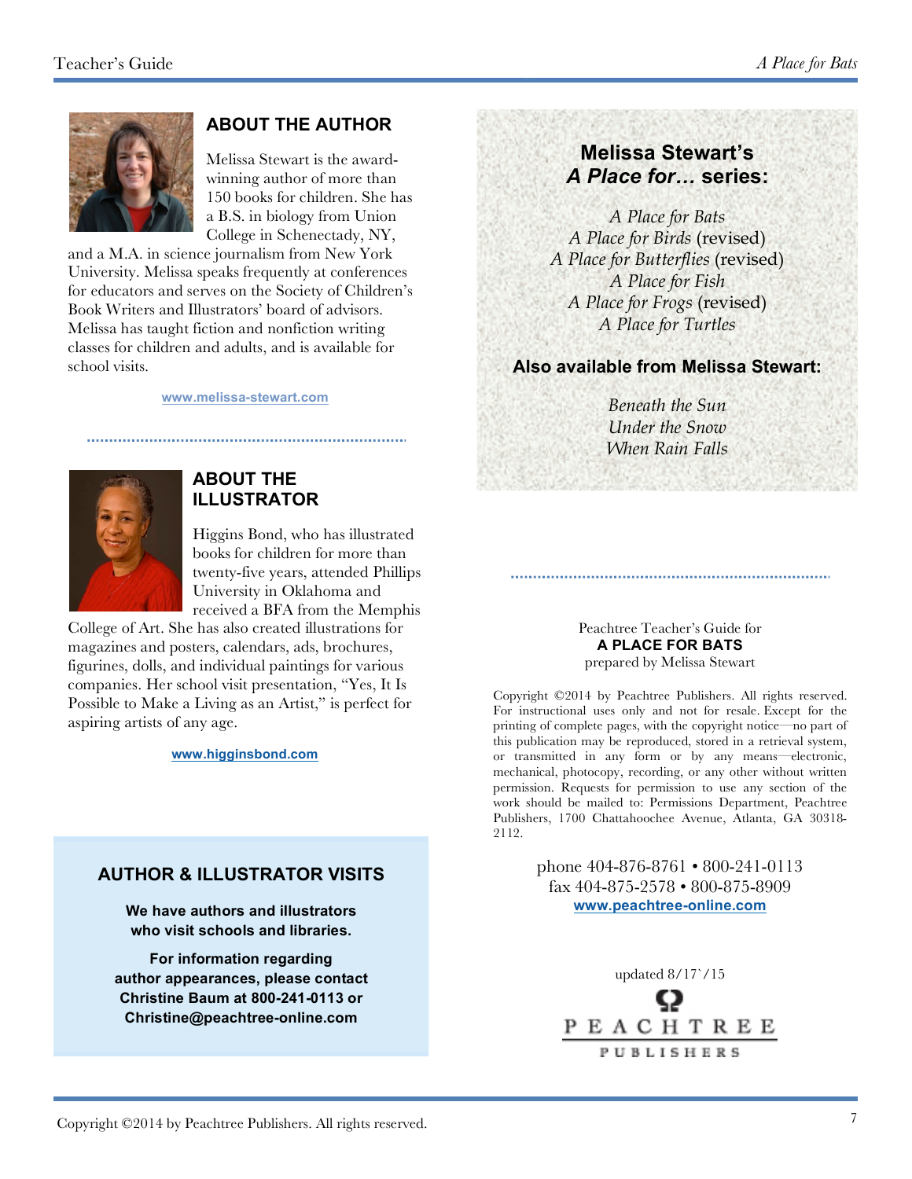## ABOUT THE AUTHOR

Melissa Stewart is the award-winning author of more than 150 books for children. She has a B.S. in biology from Union College in Schenectady, NY, and a M.A. in science journalism from New York University. Melissa speaks frequently at conferences for educators and serves on the Society of Children's Book Writers and Illustrators' board of advisors. Melissa has taught fiction and nonfiction writing classes for children and adults, and is available for school visits.

www.melissa-stewart.com

## ABOUT THE ILLUSTRATOR

Higgins Bond, who has illustrated books for children for more than twenty-five years, attended Phillips University in Oklahoma and received a BFA from the Memphis College of Art. She has also created illustrations for magazines and posters, calendars, ads, brochures, figurines, dolls, and individual paintings for various companies. Her school visit presentation, "Yes, It Is Possible to Make a Living as an Artist," is perfect for aspiring artists of any age.

www.higginsbond.com

## AUTHOR & ILLUSTRATOR VISITS

**We have authors and illustrators who visit schools and libraries.**

**For information regarding author appearances, please contact Christine Baum at 800-241-0113 or Christine@peachtree-online.com**

## Melissa Stewart's *A Place for...* series:

*A Place for Bats*
*A Place for Birds* (revised)
*A Place for Butterflies* (revised)
*A Place for Fish*
*A Place for Frogs* (revised)
*A Place for Turtles*

### Also available from Melissa Stewart:

*Beneath the Sun*
*Under the Snow*
*When Rain Falls*

Peachtree Teacher's Guide for
**A PLACE FOR BATS**
prepared by Melissa Stewart

Copyright ©2014 by Peachtree Publishers. All rights reserved. For instructional uses only and not for resale. Except for the printing of complete pages, with the copyright notice—no part of this publication may be reproduced, stored in a retrieval system, or transmitted in any form or by any means—electronic, mechanical, photocopy, recording, or any other without written permission. Requests for permission to use any section of the work should be mailed to: Permissions Department, Peachtree Publishers, 1700 Chattahoochee Avenue, Atlanta, GA 30318-2112.

phone 404-876-8761 • 800-241-0113
fax 404-875-2578 • 800-875-8909
www.peachtree-online.com

updated 8/17`/15

PEACHTREE PUBLISHERS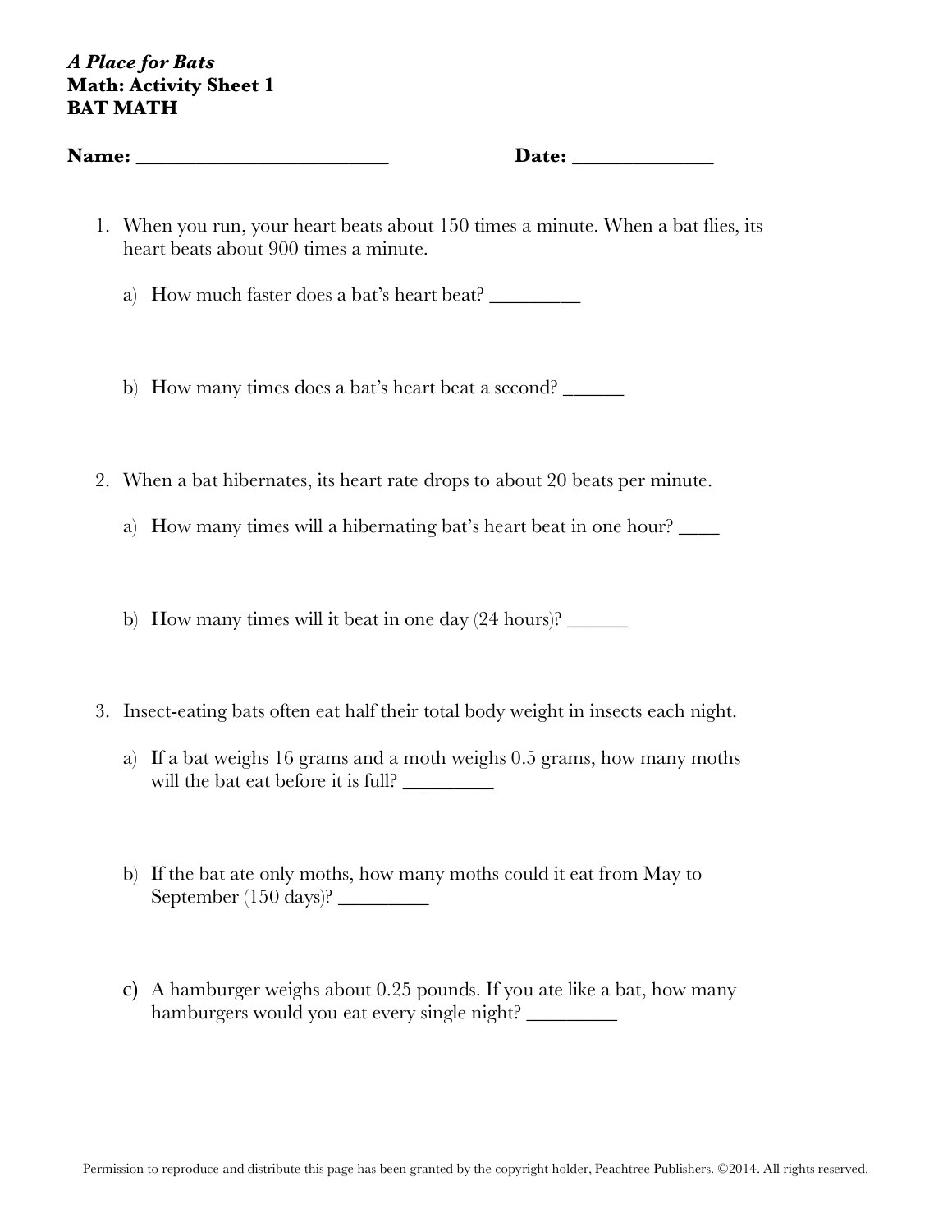***A Place for Bats***
**Math: Activity Sheet 1**
**BAT MATH**

**Name:** _________________________ **Date:** ______________

1. When you run, your heart beats about 150 times a minute. When a bat flies, its heart beats about 900 times a minute.

   a) How much faster does a bat's heart beat? _________

   b) How many times does a bat's heart beat a second? ______

2. When a bat hibernates, its heart rate drops to about 20 beats per minute.

   a) How many times will a hibernating bat's heart beat in one hour? ____

   b) How many times will it beat in one day (24 hours)? ______

3. Insect-eating bats often eat half their total body weight in insects each night.

   a) If a bat weighs 16 grams and a moth weighs 0.5 grams, how many moths will the bat eat before it is full? _________

   b) If the bat ate only moths, how many moths could it eat from May to September (150 days)? _________

   c) A hamburger weighs about 0.25 pounds. If you ate like a bat, how many hamburgers would you eat every single night? _________

Permission to reproduce and distribute this page has been granted by the copyright holder, Peachtree Publishers. ©2014. All rights reserved.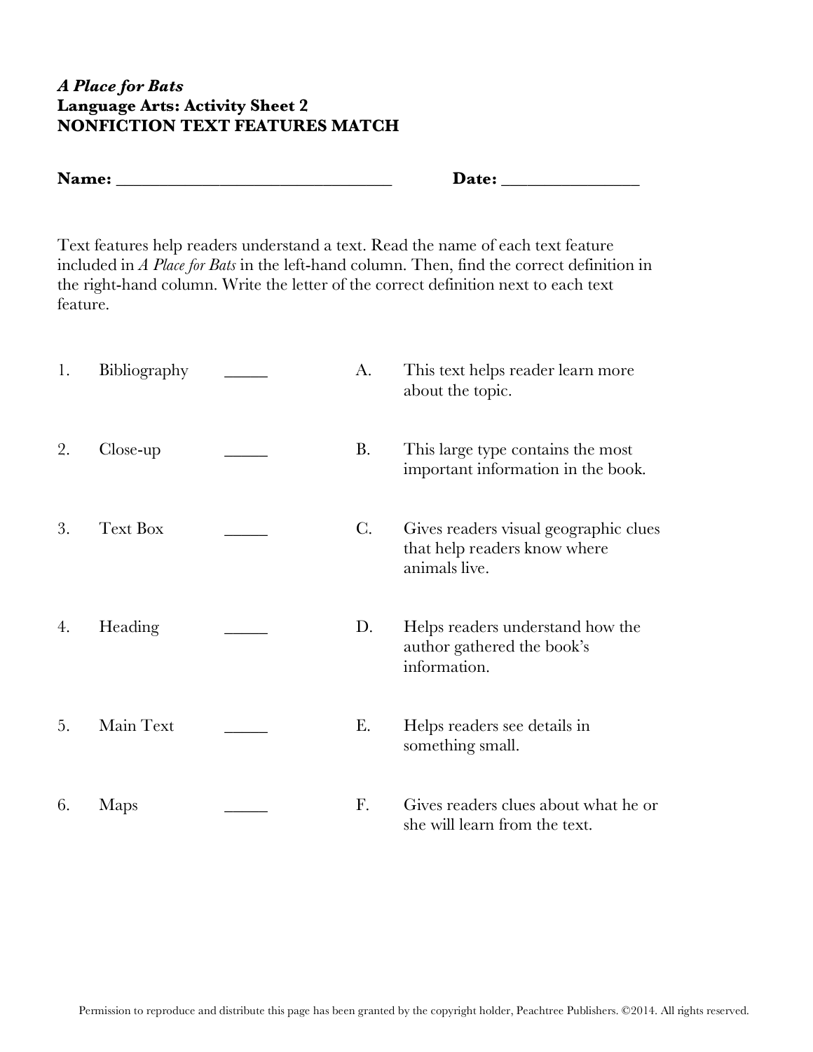***A Place for Bats***
**Language Arts: Activity Sheet 2**
**NONFICTION TEXT FEATURES MATCH**

**Name: ______________________________** **Date: _______________**

Text features help readers understand a text. Read the name of each text feature included in *A Place for Bats* in the left-hand column. Then, find the correct definition in the right-hand column. Write the letter of the correct definition next to each text feature.

| | | | | |
|---|---|---|---|---|
| 1. | Bibliography | _____ | A. | This text helps reader learn more about the topic. |
| 2. | Close-up | _____ | B. | This large type contains the most important information in the book. |
| 3. | Text Box | _____ | C. | Gives readers visual geographic clues that help readers know where animals live. |
| 4. | Heading | _____ | D. | Helps readers understand how the author gathered the book's information. |
| 5. | Main Text | _____ | E. | Helps readers see details in something small. |
| 6. | Maps | _____ | F. | Gives readers clues about what he or she will learn from the text. |

Permission to reproduce and distribute this page has been granted by the copyright holder, Peachtree Publishers. ©2014. All rights reserved.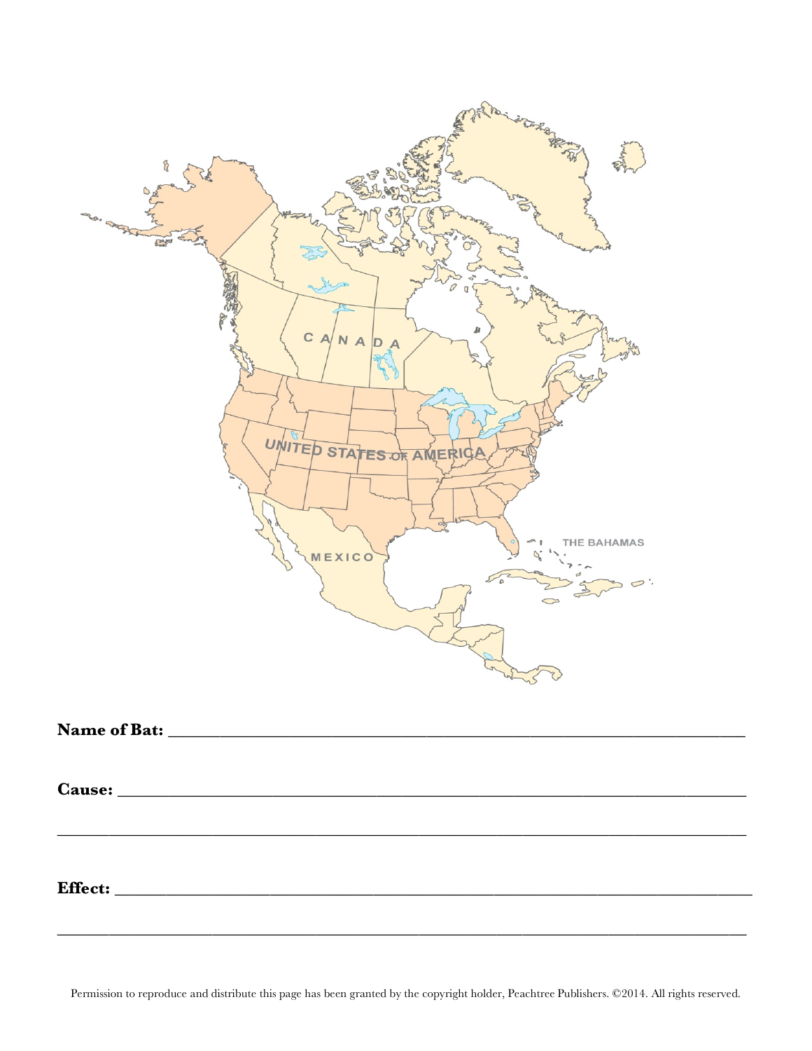**Name of Bat:** ____________________________________________________________

**Cause:** ________________________________________________________________

___________________________________________________________________________

**Effect:** _______________________________________________________________

___________________________________________________________________________

Permission to reproduce and distribute this page has been granted by the copyright holder, Peachtree Publishers. ©2014. All rights reserved.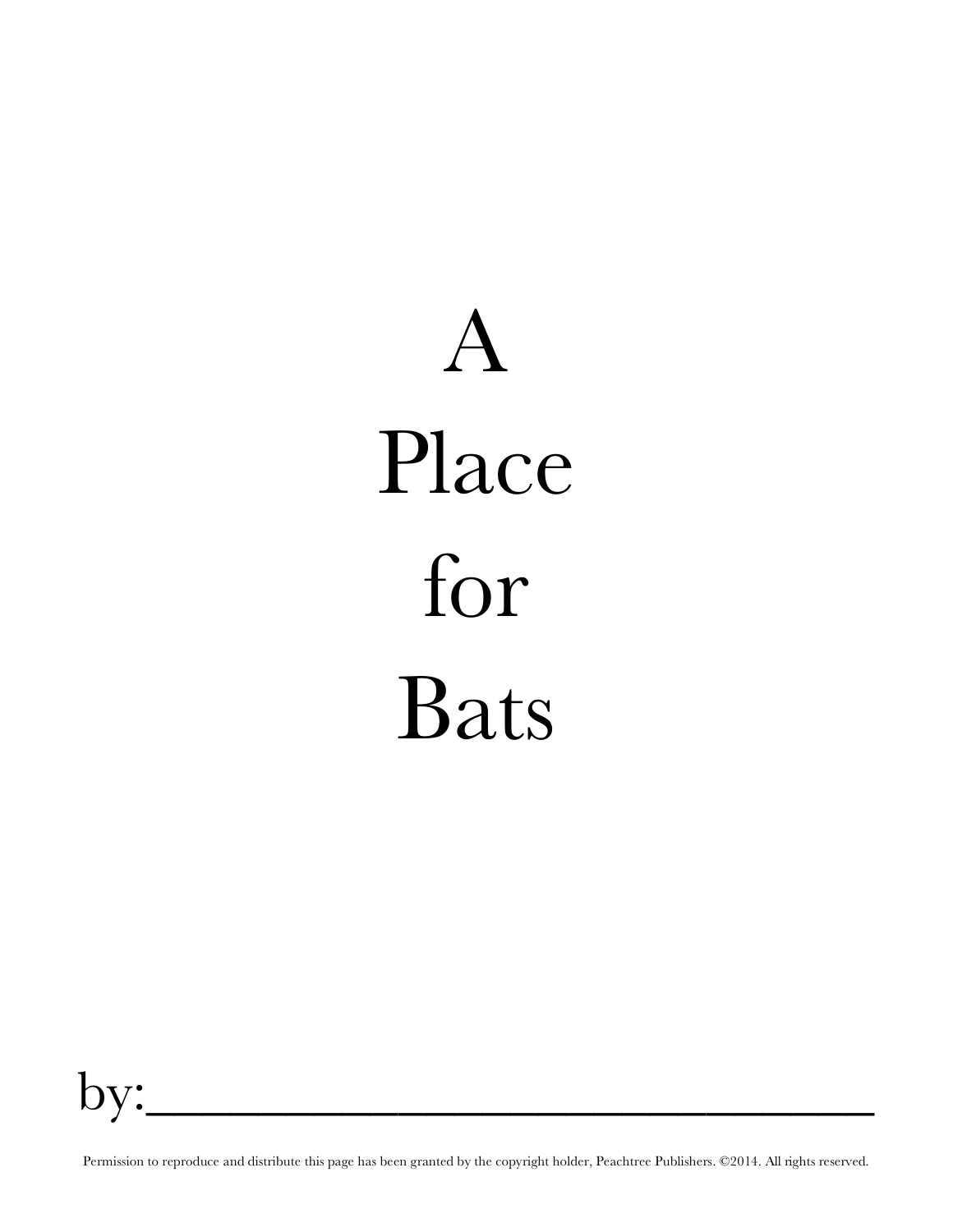# A
# Place
# for
# Bats

by:_______________________________

Permission to reproduce and distribute this page has been granted by the copyright holder, Peachtree Publishers. ©2014. All rights reserved.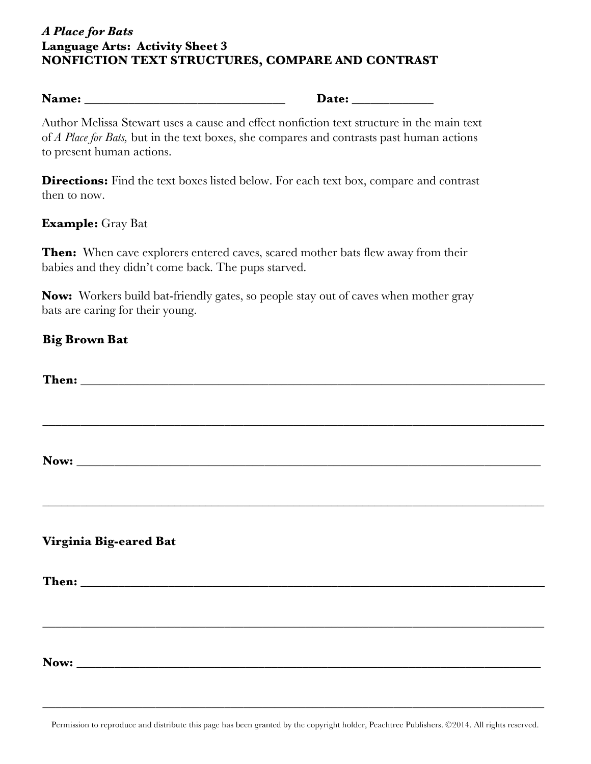***A Place for Bats***
**Language Arts: Activity Sheet 3**
**NONFICTION TEXT STRUCTURES, COMPARE AND CONTRAST**

**Name:** ______________________________ **Date:** ____________

Author Melissa Stewart uses a cause and effect nonfiction text structure in the main text of *A Place for Bats,* but in the text boxes, she compares and contrasts past human actions to present human actions.

**Directions:** Find the text boxes listed below. For each text box, compare and contrast then to now.

**Example:** Gray Bat

**Then:** When cave explorers entered caves, scared mother bats flew away from their babies and they didn't come back. The pups starved.

**Now:** Workers build bat-friendly gates, so people stay out of caves when mother gray bats are caring for their young.

**Big Brown Bat**

**Then:** ____________________________________________________________________

______________________________________________________________________________

**Now:** _____________________________________________________________________

______________________________________________________________________________

**Virginia Big-eared Bat**

**Then:** ____________________________________________________________________

______________________________________________________________________________

**Now:** _____________________________________________________________________

______________________________________________________________________________

Permission to reproduce and distribute this page has been granted by the copyright holder, Peachtree Publishers. ©2014. All rights reserved.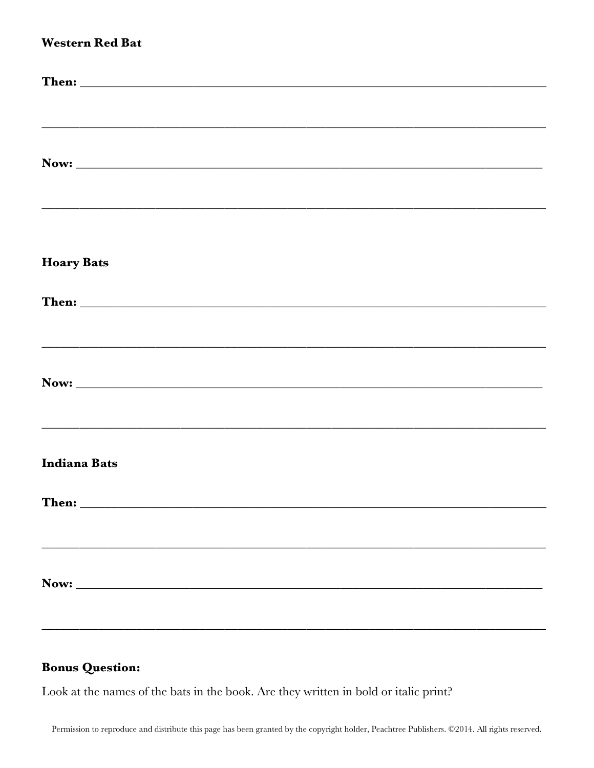**Western Red Bat**

**Then:** ______________________________________________________________________

______________________________________________________________________

**Now:** ______________________________________________________________________

______________________________________________________________________

**Hoary Bats**

**Then:** ______________________________________________________________________

______________________________________________________________________

**Now:** ______________________________________________________________________

______________________________________________________________________

**Indiana Bats**

**Then:** ______________________________________________________________________

______________________________________________________________________

**Now:** ______________________________________________________________________

______________________________________________________________________

**Bonus Question:**

Look at the names of the bats in the book. Are they written in bold or italic print?

Permission to reproduce and distribute this page has been granted by the copyright holder, Peachtree Publishers. ©2014. All rights reserved.